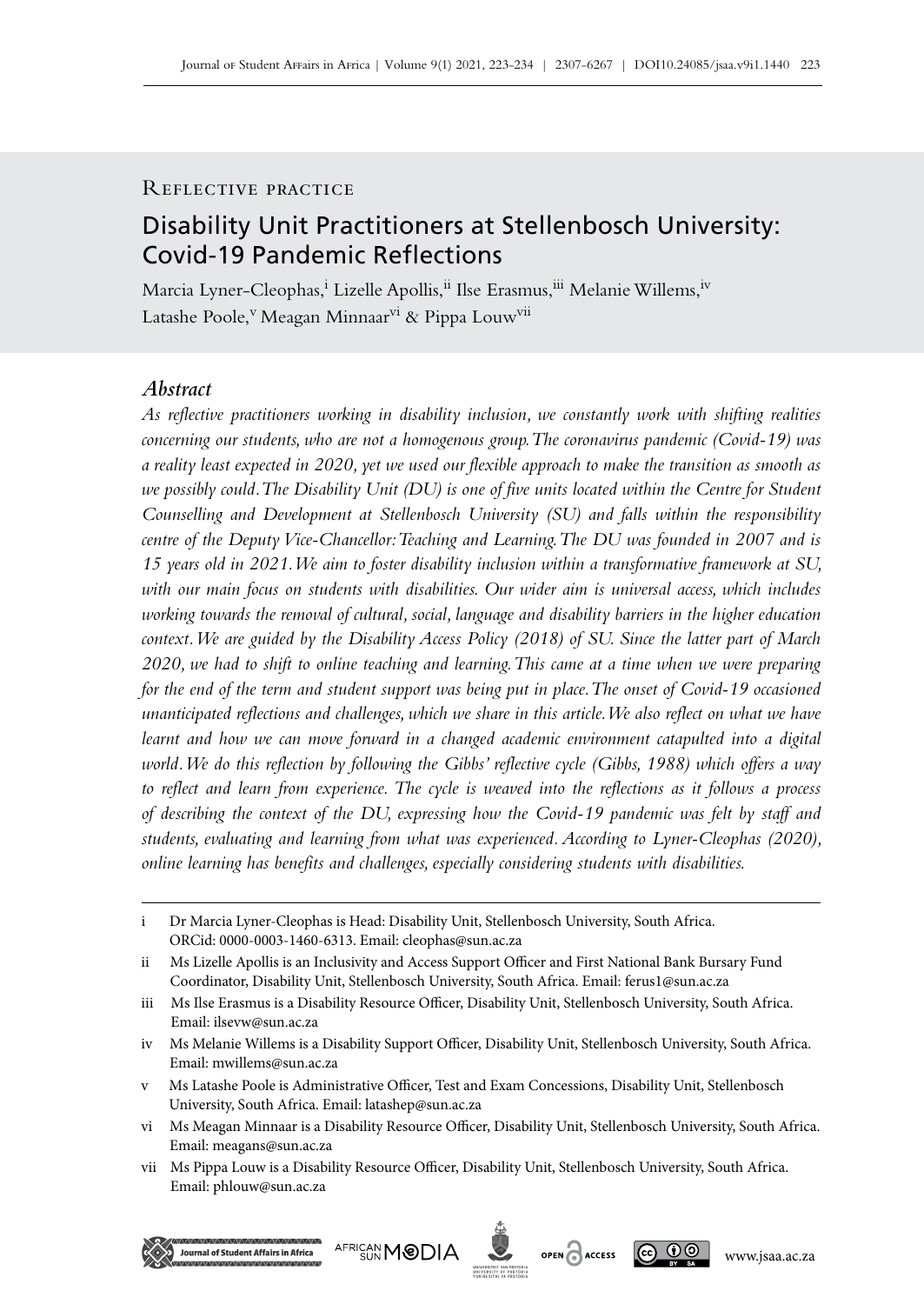Reflective practice

# Disability Unit Practitioners at Stellenbosch University: Covid-19 Pandemic Reflections

Marcia Lyner-Cleophas,[i] Lizelle Apollis,[ii] Ilse Erasmus,[iii] Melanie Willems,[iv] Latashe Poole,[v] Meagan Minnaar[vi] & Pippa Louw[vii]

## Abstract

*As reflective practitioners working in disability inclusion, we constantly work with shifting realities concerning our students, who are not a homogenous group. The coronavirus pandemic (Covid-19) was a reality least expected in 2020, yet we used our flexible approach to make the transition as smooth as we possibly could. The Disability Unit (DU) is one of five units located within the Centre for Student Counselling and Development at Stellenbosch University (SU) and falls within the responsibility centre of the Deputy Vice-Chancellor: Teaching and Learning. The DU was founded in 2007 and is 15 years old in 2021. We aim to foster disability inclusion within a transformative framework at SU, with our main focus on students with disabilities. Our wider aim is universal access, which includes working towards the removal of cultural, social, language and disability barriers in the higher education context. We are guided by the Disability Access Policy (2018) of SU. Since the latter part of March 2020, we had to shift to online teaching and learning. This came at a time when we were preparing for the end of the term and student support was being put in place. The onset of Covid-19 occasioned unanticipated reflections and challenges, which we share in this article. We also reflect on what we have learnt and how we can move forward in a changed academic environment catapulted into a digital world. We do this reflection by following the Gibbs' reflective cycle (Gibbs, 1988) which offers a way to reflect and learn from experience. The cycle is weaved into the reflections as it follows a process of describing the context of the DU, expressing how the Covid-19 pandemic was felt by staff and students, evaluating and learning from what was experienced. According to Lyner-Cleophas (2020), online learning has benefits and challenges, especially considering students with disabilities.*

---

i Dr Marcia Lyner-Cleophas is Head: Disability Unit, Stellenbosch University, South Africa. ORCid: 0000-0003-1460-6313. Email: cleophas@sun.ac.za

ii Ms Lizelle Apollis is an Inclusivity and Access Support Officer and First National Bank Bursary Fund Coordinator, Disability Unit, Stellenbosch University, South Africa. Email: ferus1@sun.ac.za

iii Ms Ilse Erasmus is a Disability Resource Officer, Disability Unit, Stellenbosch University, South Africa. Email: ilsevw@sun.ac.za

iv Ms Melanie Willems is a Disability Support Officer, Disability Unit, Stellenbosch University, South Africa. Email: mwillems@sun.ac.za

v Ms Latashe Poole is Administrative Officer, Test and Exam Concessions, Disability Unit, Stellenbosch University, South Africa. Email: latashep@sun.ac.za

vi Ms Meagan Minnaar is a Disability Resource Officer, Disability Unit, Stellenbosch University, South Africa. Email: meagans@sun.ac.za

vii Ms Pippa Louw is a Disability Resource Officer, Disability Unit, Stellenbosch University, South Africa. Email: phlouw@sun.ac.za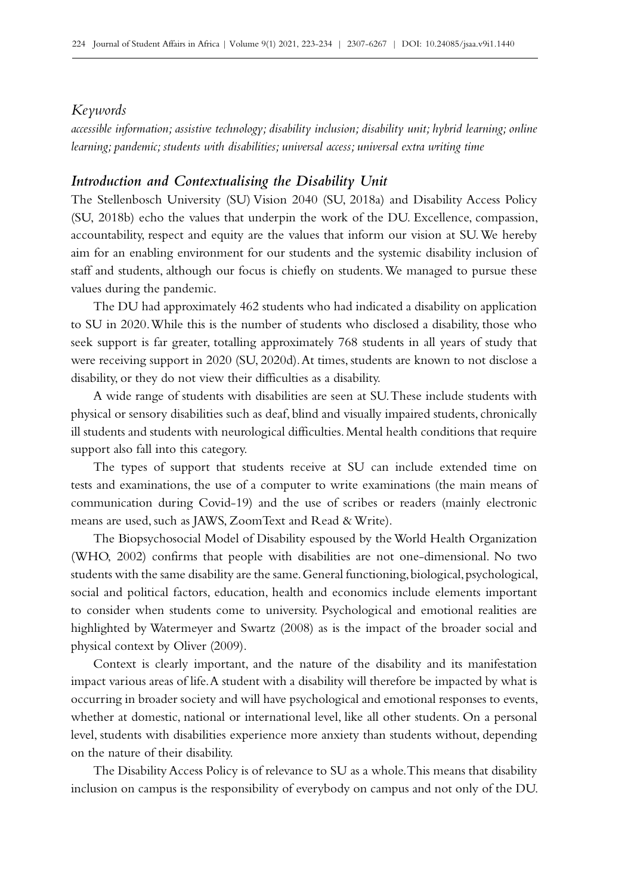*Keywords*

*accessible information; assistive technology; disability inclusion; disability unit; hybrid learning; online learning; pandemic; students with disabilities; universal access; universal extra writing time*

## *Introduction and Contextualising the Disability Unit*

The Stellenbosch University (SU) Vision 2040 (SU, 2018a) and Disability Access Policy (SU, 2018b) echo the values that underpin the work of the DU. Excellence, compassion, accountability, respect and equity are the values that inform our vision at SU. We hereby aim for an enabling environment for our students and the systemic disability inclusion of staff and students, although our focus is chiefly on students. We managed to pursue these values during the pandemic.

The DU had approximately 462 students who had indicated a disability on application to SU in 2020. While this is the number of students who disclosed a disability, those who seek support is far greater, totalling approximately 768 students in all years of study that were receiving support in 2020 (SU, 2020d). At times, students are known to not disclose a disability, or they do not view their difficulties as a disability.

A wide range of students with disabilities are seen at SU. These include students with physical or sensory disabilities such as deaf, blind and visually impaired students, chronically ill students and students with neurological difficulties. Mental health conditions that require support also fall into this category.

The types of support that students receive at SU can include extended time on tests and examinations, the use of a computer to write examinations (the main means of communication during Covid-19) and the use of scribes or readers (mainly electronic means are used, such as JAWS, ZoomText and Read & Write).

The Biopsychosocial Model of Disability espoused by the World Health Organization (WHO, 2002) confirms that people with disabilities are not one-dimensional. No two students with the same disability are the same. General functioning, biological, psychological, social and political factors, education, health and economics include elements important to consider when students come to university. Psychological and emotional realities are highlighted by Watermeyer and Swartz (2008) as is the impact of the broader social and physical context by Oliver (2009).

Context is clearly important, and the nature of the disability and its manifestation impact various areas of life. A student with a disability will therefore be impacted by what is occurring in broader society and will have psychological and emotional responses to events, whether at domestic, national or international level, like all other students. On a personal level, students with disabilities experience more anxiety than students without, depending on the nature of their disability.

The Disability Access Policy is of relevance to SU as a whole. This means that disability inclusion on campus is the responsibility of everybody on campus and not only of the DU.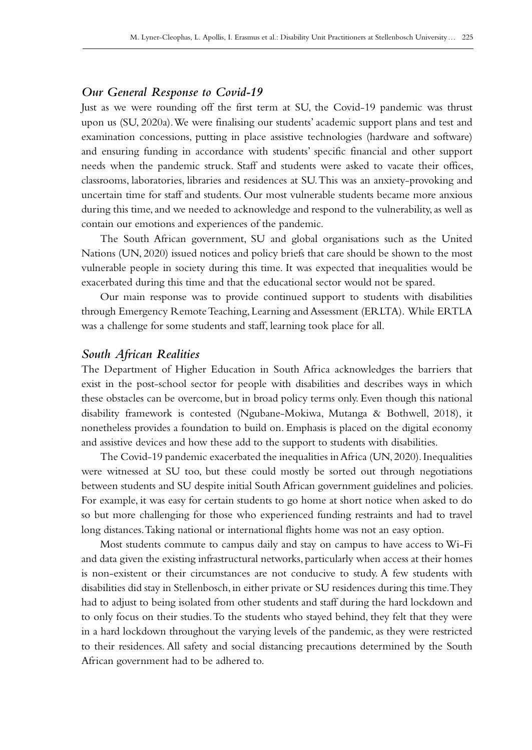### *Our General Response to Covid-19*

Just as we were rounding off the first term at SU, the Covid-19 pandemic was thrust upon us (SU, 2020a). We were finalising our students' academic support plans and test and examination concessions, putting in place assistive technologies (hardware and software) and ensuring funding in accordance with students' specific financial and other support needs when the pandemic struck. Staff and students were asked to vacate their offices, classrooms, laboratories, libraries and residences at SU. This was an anxiety-provoking and uncertain time for staff and students. Our most vulnerable students became more anxious during this time, and we needed to acknowledge and respond to the vulnerability, as well as contain our emotions and experiences of the pandemic.

The South African government, SU and global organisations such as the United Nations (UN, 2020) issued notices and policy briefs that care should be shown to the most vulnerable people in society during this time. It was expected that inequalities would be exacerbated during this time and that the educational sector would not be spared.

Our main response was to provide continued support to students with disabilities through Emergency Remote Teaching, Learning and Assessment (ERLTA). While ERTLA was a challenge for some students and staff, learning took place for all.

### *South African Realities*

The Department of Higher Education in South Africa acknowledges the barriers that exist in the post-school sector for people with disabilities and describes ways in which these obstacles can be overcome, but in broad policy terms only. Even though this national disability framework is contested (Ngubane-Mokiwa, Mutanga & Bothwell, 2018), it nonetheless provides a foundation to build on. Emphasis is placed on the digital economy and assistive devices and how these add to the support to students with disabilities.

The Covid-19 pandemic exacerbated the inequalities in Africa (UN, 2020). Inequalities were witnessed at SU too, but these could mostly be sorted out through negotiations between students and SU despite initial South African government guidelines and policies. For example, it was easy for certain students to go home at short notice when asked to do so but more challenging for those who experienced funding restraints and had to travel long distances. Taking national or international flights home was not an easy option.

Most students commute to campus daily and stay on campus to have access to Wi-Fi and data given the existing infrastructural networks, particularly when access at their homes is non-existent or their circumstances are not conducive to study. A few students with disabilities did stay in Stellenbosch, in either private or SU residences during this time. They had to adjust to being isolated from other students and staff during the hard lockdown and to only focus on their studies. To the students who stayed behind, they felt that they were in a hard lockdown throughout the varying levels of the pandemic, as they were restricted to their residences. All safety and social distancing precautions determined by the South African government had to be adhered to.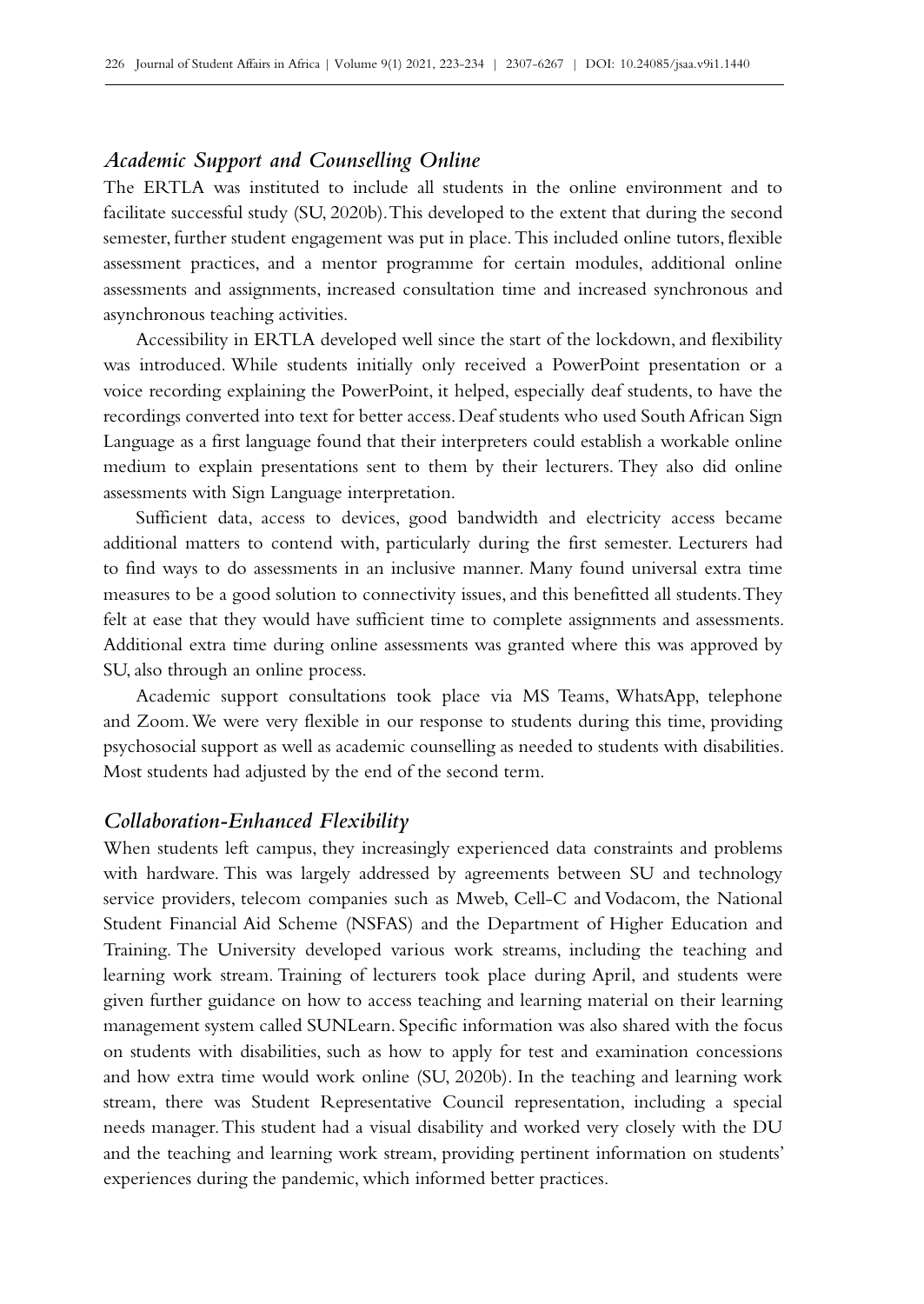### *Academic Support and Counselling Online*

The ERTLA was instituted to include all students in the online environment and to facilitate successful study (SU, 2020b). This developed to the extent that during the second semester, further student engagement was put in place. This included online tutors, flexible assessment practices, and a mentor programme for certain modules, additional online assessments and assignments, increased consultation time and increased synchronous and asynchronous teaching activities.

Accessibility in ERTLA developed well since the start of the lockdown, and flexibility was introduced. While students initially only received a PowerPoint presentation or a voice recording explaining the PowerPoint, it helped, especially deaf students, to have the recordings converted into text for better access. Deaf students who used South African Sign Language as a first language found that their interpreters could establish a workable online medium to explain presentations sent to them by their lecturers. They also did online assessments with Sign Language interpretation.

Sufficient data, access to devices, good bandwidth and electricity access became additional matters to contend with, particularly during the first semester. Lecturers had to find ways to do assessments in an inclusive manner. Many found universal extra time measures to be a good solution to connectivity issues, and this benefitted all students. They felt at ease that they would have sufficient time to complete assignments and assessments. Additional extra time during online assessments was granted where this was approved by SU, also through an online process.

Academic support consultations took place via MS Teams, WhatsApp, telephone and Zoom. We were very flexible in our response to students during this time, providing psychosocial support as well as academic counselling as needed to students with disabilities. Most students had adjusted by the end of the second term.

### *Collaboration-Enhanced Flexibility*

When students left campus, they increasingly experienced data constraints and problems with hardware. This was largely addressed by agreements between SU and technology service providers, telecom companies such as Mweb, Cell-C and Vodacom, the National Student Financial Aid Scheme (NSFAS) and the Department of Higher Education and Training. The University developed various work streams, including the teaching and learning work stream. Training of lecturers took place during April, and students were given further guidance on how to access teaching and learning material on their learning management system called SUNLearn. Specific information was also shared with the focus on students with disabilities, such as how to apply for test and examination concessions and how extra time would work online (SU, 2020b). In the teaching and learning work stream, there was Student Representative Council representation, including a special needs manager. This student had a visual disability and worked very closely with the DU and the teaching and learning work stream, providing pertinent information on students' experiences during the pandemic, which informed better practices.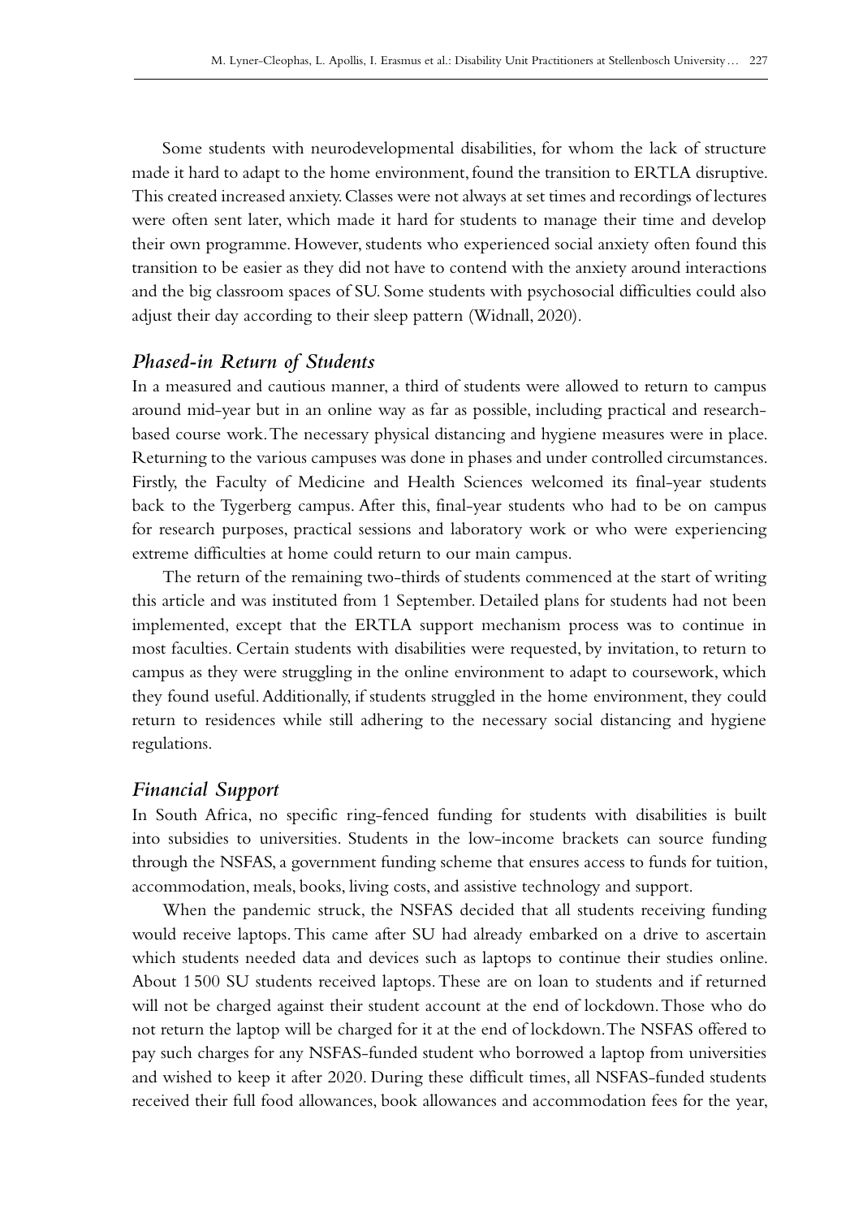Some students with neurodevelopmental disabilities, for whom the lack of structure made it hard to adapt to the home environment, found the transition to ERTLA disruptive. This created increased anxiety. Classes were not always at set times and recordings of lectures were often sent later, which made it hard for students to manage their time and develop their own programme. However, students who experienced social anxiety often found this transition to be easier as they did not have to contend with the anxiety around interactions and the big classroom spaces of SU. Some students with psychosocial difficulties could also adjust their day according to their sleep pattern (Widnall, 2020).

### *Phased-in Return of Students*

In a measured and cautious manner, a third of students were allowed to return to campus around mid-year but in an online way as far as possible, including practical and research-based course work. The necessary physical distancing and hygiene measures were in place. Returning to the various campuses was done in phases and under controlled circumstances. Firstly, the Faculty of Medicine and Health Sciences welcomed its final-year students back to the Tygerberg campus. After this, final-year students who had to be on campus for research purposes, practical sessions and laboratory work or who were experiencing extreme difficulties at home could return to our main campus.

The return of the remaining two-thirds of students commenced at the start of writing this article and was instituted from 1 September. Detailed plans for students had not been implemented, except that the ERTLA support mechanism process was to continue in most faculties. Certain students with disabilities were requested, by invitation, to return to campus as they were struggling in the online environment to adapt to coursework, which they found useful. Additionally, if students struggled in the home environment, they could return to residences while still adhering to the necessary social distancing and hygiene regulations.

### *Financial Support*

In South Africa, no specific ring-fenced funding for students with disabilities is built into subsidies to universities. Students in the low-income brackets can source funding through the NSFAS, a government funding scheme that ensures access to funds for tuition, accommodation, meals, books, living costs, and assistive technology and support.

When the pandemic struck, the NSFAS decided that all students receiving funding would receive laptops. This came after SU had already embarked on a drive to ascertain which students needed data and devices such as laptops to continue their studies online. About 1 500 SU students received laptops. These are on loan to students and if returned will not be charged against their student account at the end of lockdown. Those who do not return the laptop will be charged for it at the end of lockdown. The NSFAS offered to pay such charges for any NSFAS-funded student who borrowed a laptop from universities and wished to keep it after 2020. During these difficult times, all NSFAS-funded students received their full food allowances, book allowances and accommodation fees for the year,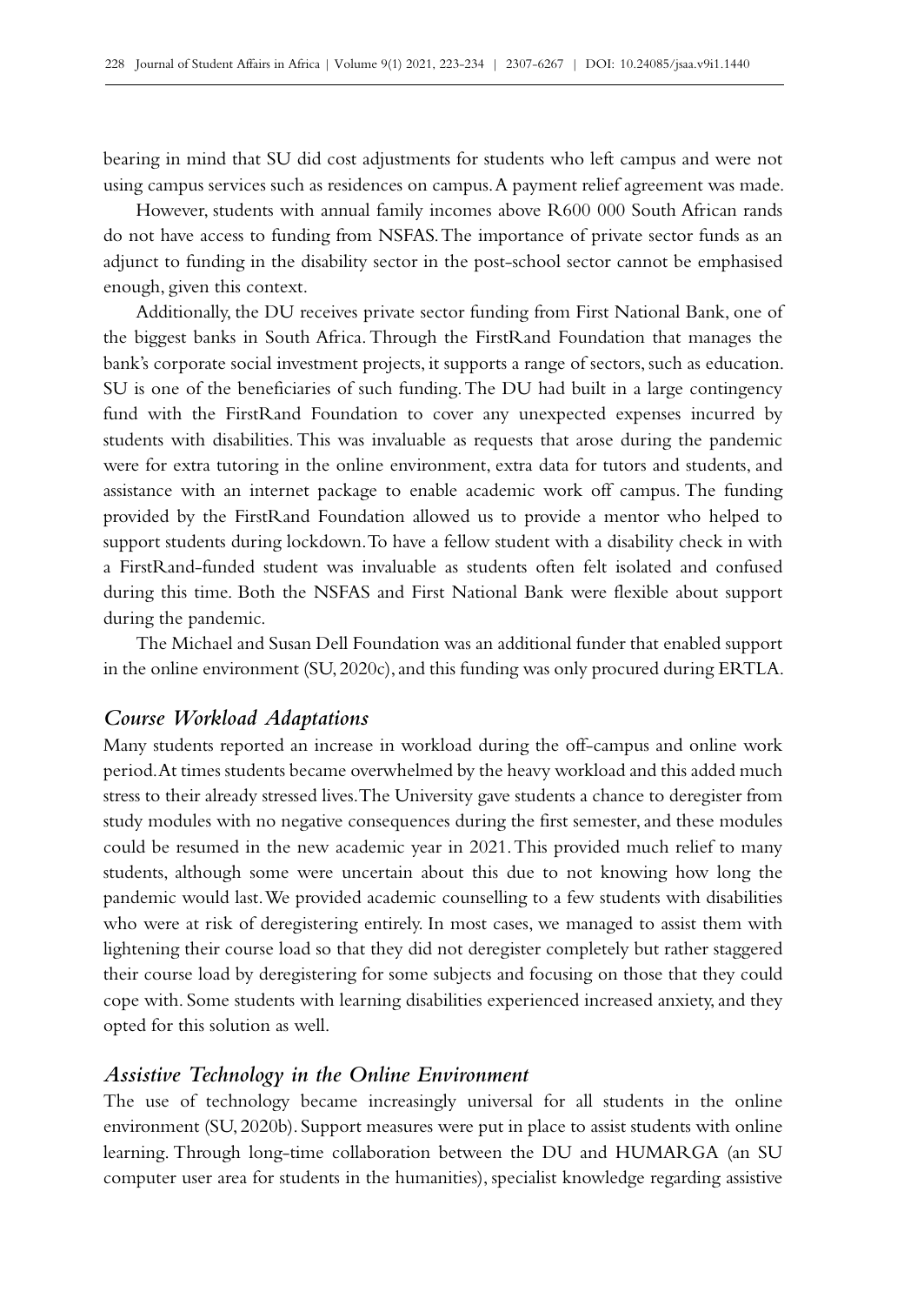bearing in mind that SU did cost adjustments for students who left campus and were not using campus services such as residences on campus. A payment relief agreement was made.

However, students with annual family incomes above R600 000 South African rands do not have access to funding from NSFAS. The importance of private sector funds as an adjunct to funding in the disability sector in the post-school sector cannot be emphasised enough, given this context.

Additionally, the DU receives private sector funding from First National Bank, one of the biggest banks in South Africa. Through the FirstRand Foundation that manages the bank's corporate social investment projects, it supports a range of sectors, such as education. SU is one of the beneficiaries of such funding. The DU had built in a large contingency fund with the FirstRand Foundation to cover any unexpected expenses incurred by students with disabilities. This was invaluable as requests that arose during the pandemic were for extra tutoring in the online environment, extra data for tutors and students, and assistance with an internet package to enable academic work off campus. The funding provided by the FirstRand Foundation allowed us to provide a mentor who helped to support students during lockdown. To have a fellow student with a disability check in with a FirstRand-funded student was invaluable as students often felt isolated and confused during this time. Both the NSFAS and First National Bank were flexible about support during the pandemic.

The Michael and Susan Dell Foundation was an additional funder that enabled support in the online environment (SU, 2020c), and this funding was only procured during ERTLA.

### *Course Workload Adaptations*

Many students reported an increase in workload during the off-campus and online work period. At times students became overwhelmed by the heavy workload and this added much stress to their already stressed lives. The University gave students a chance to deregister from study modules with no negative consequences during the first semester, and these modules could be resumed in the new academic year in 2021. This provided much relief to many students, although some were uncertain about this due to not knowing how long the pandemic would last. We provided academic counselling to a few students with disabilities who were at risk of deregistering entirely. In most cases, we managed to assist them with lightening their course load so that they did not deregister completely but rather staggered their course load by deregistering for some subjects and focusing on those that they could cope with. Some students with learning disabilities experienced increased anxiety, and they opted for this solution as well.

### *Assistive Technology in the Online Environment*

The use of technology became increasingly universal for all students in the online environment (SU, 2020b). Support measures were put in place to assist students with online learning. Through long-time collaboration between the DU and HUMARGA (an SU computer user area for students in the humanities), specialist knowledge regarding assistive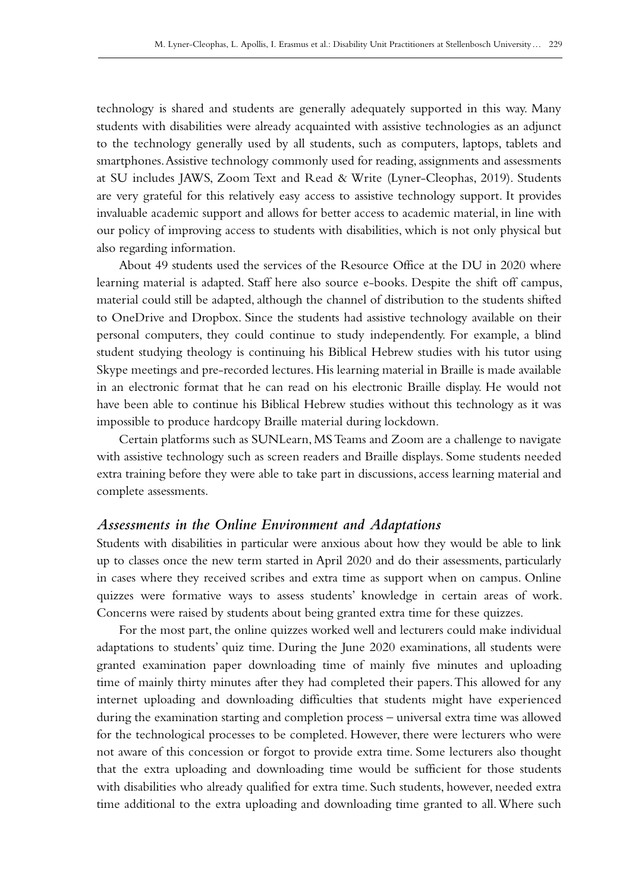technology is shared and students are generally adequately supported in this way. Many students with disabilities were already acquainted with assistive technologies as an adjunct to the technology generally used by all students, such as computers, laptops, tablets and smartphones. Assistive technology commonly used for reading, assignments and assessments at SU includes JAWS, Zoom Text and Read & Write (Lyner-Cleophas, 2019). Students are very grateful for this relatively easy access to assistive technology support. It provides invaluable academic support and allows for better access to academic material, in line with our policy of improving access to students with disabilities, which is not only physical but also regarding information.

About 49 students used the services of the Resource Office at the DU in 2020 where learning material is adapted. Staff here also source e-books. Despite the shift off campus, material could still be adapted, although the channel of distribution to the students shifted to OneDrive and Dropbox. Since the students had assistive technology available on their personal computers, they could continue to study independently. For example, a blind student studying theology is continuing his Biblical Hebrew studies with his tutor using Skype meetings and pre-recorded lectures. His learning material in Braille is made available in an electronic format that he can read on his electronic Braille display. He would not have been able to continue his Biblical Hebrew studies without this technology as it was impossible to produce hardcopy Braille material during lockdown.

Certain platforms such as SUNLearn, MS Teams and Zoom are a challenge to navigate with assistive technology such as screen readers and Braille displays. Some students needed extra training before they were able to take part in discussions, access learning material and complete assessments.

### *Assessments in the Online Environment and Adaptations*

Students with disabilities in particular were anxious about how they would be able to link up to classes once the new term started in April 2020 and do their assessments, particularly in cases where they received scribes and extra time as support when on campus. Online quizzes were formative ways to assess students' knowledge in certain areas of work. Concerns were raised by students about being granted extra time for these quizzes.

For the most part, the online quizzes worked well and lecturers could make individual adaptations to students' quiz time. During the June 2020 examinations, all students were granted examination paper downloading time of mainly five minutes and uploading time of mainly thirty minutes after they had completed their papers. This allowed for any internet uploading and downloading difficulties that students might have experienced during the examination starting and completion process – universal extra time was allowed for the technological processes to be completed. However, there were lecturers who were not aware of this concession or forgot to provide extra time. Some lecturers also thought that the extra uploading and downloading time would be sufficient for those students with disabilities who already qualified for extra time. Such students, however, needed extra time additional to the extra uploading and downloading time granted to all. Where such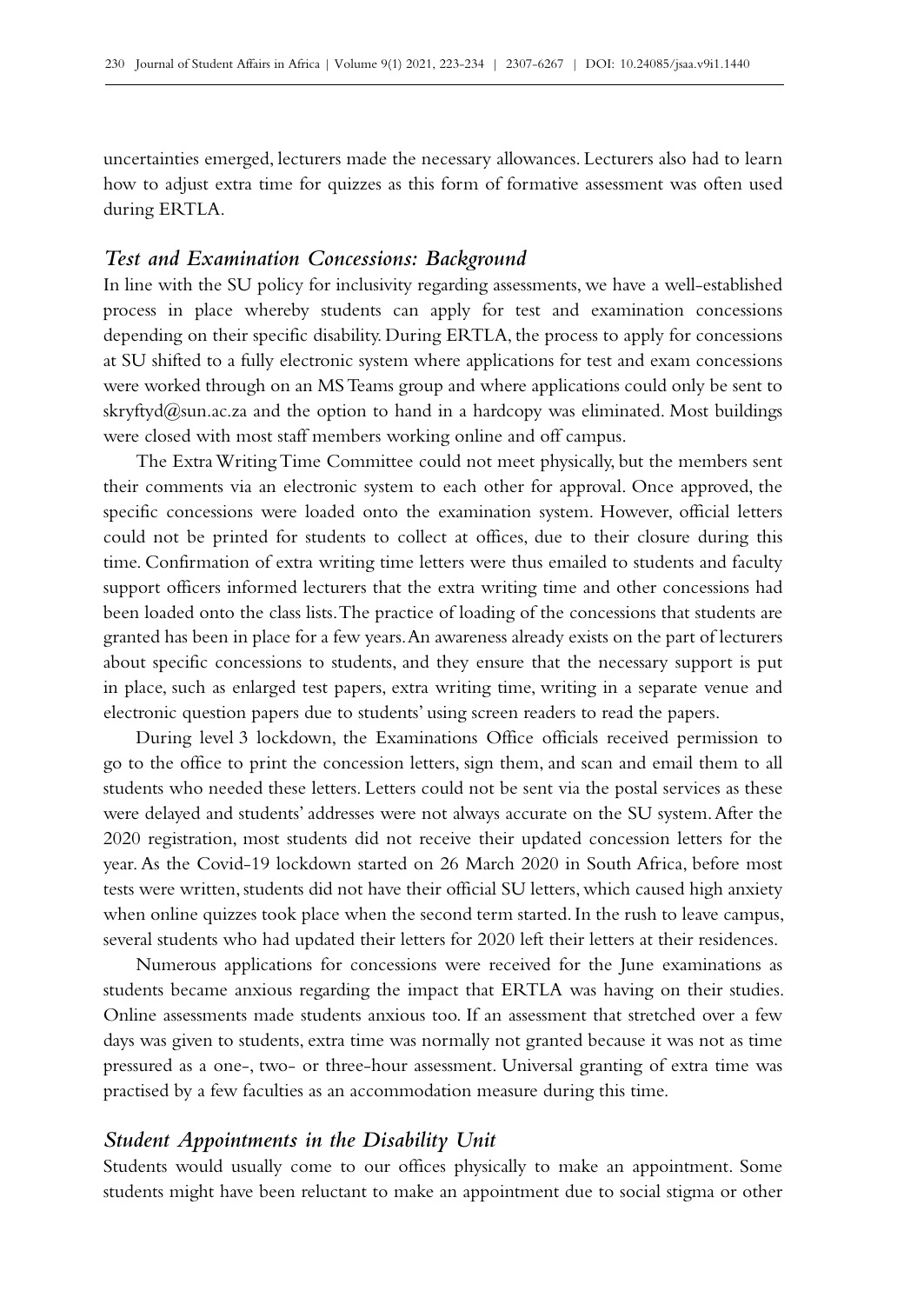uncertainties emerged, lecturers made the necessary allowances. Lecturers also had to learn how to adjust extra time for quizzes as this form of formative assessment was often used during ERTLA.

### *Test and Examination Concessions: Background*

In line with the SU policy for inclusivity regarding assessments, we have a well-established process in place whereby students can apply for test and examination concessions depending on their specific disability. During ERTLA, the process to apply for concessions at SU shifted to a fully electronic system where applications for test and exam concessions were worked through on an MS Teams group and where applications could only be sent to skryftyd@sun.ac.za and the option to hand in a hardcopy was eliminated. Most buildings were closed with most staff members working online and off campus.

The Extra Writing Time Committee could not meet physically, but the members sent their comments via an electronic system to each other for approval. Once approved, the specific concessions were loaded onto the examination system. However, official letters could not be printed for students to collect at offices, due to their closure during this time. Confirmation of extra writing time letters were thus emailed to students and faculty support officers informed lecturers that the extra writing time and other concessions had been loaded onto the class lists. The practice of loading of the concessions that students are granted has been in place for a few years. An awareness already exists on the part of lecturers about specific concessions to students, and they ensure that the necessary support is put in place, such as enlarged test papers, extra writing time, writing in a separate venue and electronic question papers due to students' using screen readers to read the papers.

During level 3 lockdown, the Examinations Office officials received permission to go to the office to print the concession letters, sign them, and scan and email them to all students who needed these letters. Letters could not be sent via the postal services as these were delayed and students' addresses were not always accurate on the SU system. After the 2020 registration, most students did not receive their updated concession letters for the year. As the Covid-19 lockdown started on 26 March 2020 in South Africa, before most tests were written, students did not have their official SU letters, which caused high anxiety when online quizzes took place when the second term started. In the rush to leave campus, several students who had updated their letters for 2020 left their letters at their residences.

Numerous applications for concessions were received for the June examinations as students became anxious regarding the impact that ERTLA was having on their studies. Online assessments made students anxious too. If an assessment that stretched over a few days was given to students, extra time was normally not granted because it was not as time pressured as a one-, two- or three-hour assessment. Universal granting of extra time was practised by a few faculties as an accommodation measure during this time.

### *Student Appointments in the Disability Unit*

Students would usually come to our offices physically to make an appointment. Some students might have been reluctant to make an appointment due to social stigma or other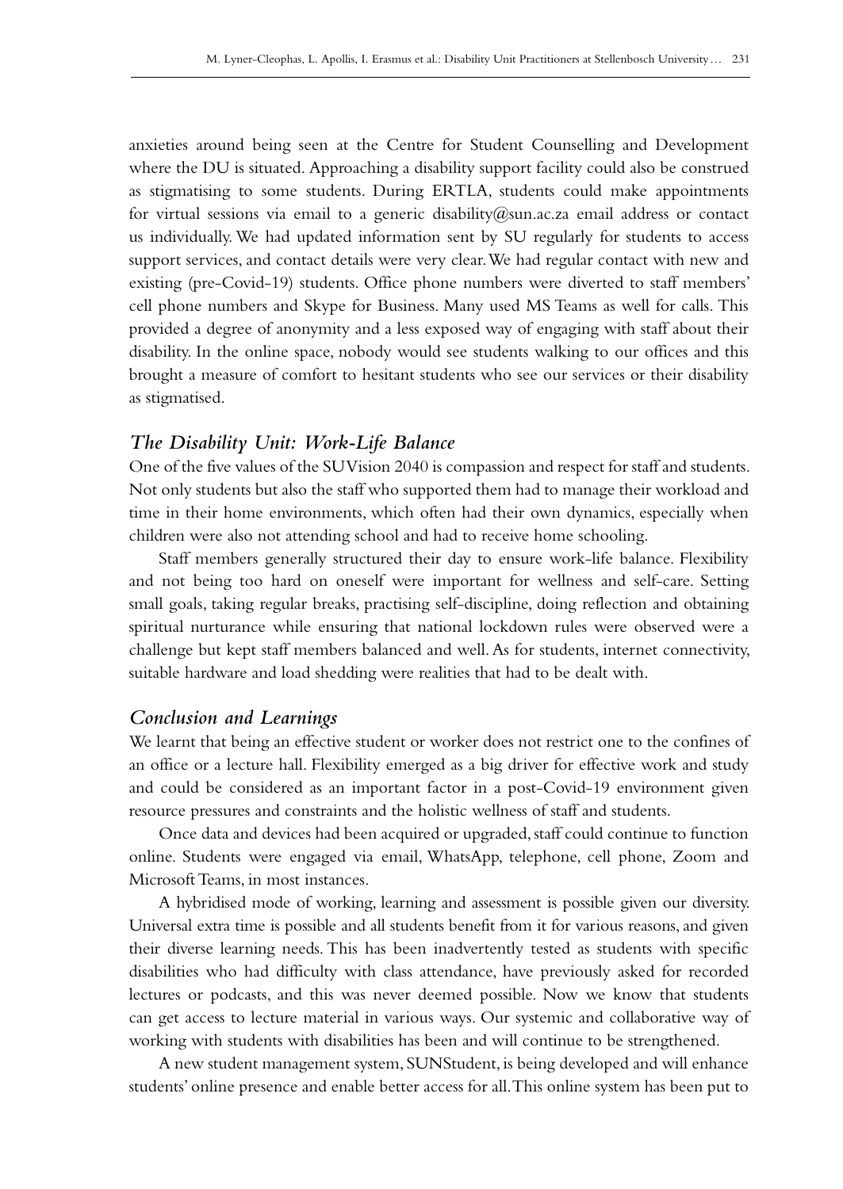anxieties around being seen at the Centre for Student Counselling and Development where the DU is situated. Approaching a disability support facility could also be construed as stigmatising to some students. During ERTLA, students could make appointments for virtual sessions via email to a generic disability@sun.ac.za email address or contact us individually. We had updated information sent by SU regularly for students to access support services, and contact details were very clear. We had regular contact with new and existing (pre-Covid-19) students. Office phone numbers were diverted to staff members' cell phone numbers and Skype for Business. Many used MS Teams as well for calls. This provided a degree of anonymity and a less exposed way of engaging with staff about their disability. In the online space, nobody would see students walking to our offices and this brought a measure of comfort to hesitant students who see our services or their disability as stigmatised.

## *The Disability Unit: Work-Life Balance*

One of the five values of the SU Vision 2040 is compassion and respect for staff and students. Not only students but also the staff who supported them had to manage their workload and time in their home environments, which often had their own dynamics, especially when children were also not attending school and had to receive home schooling.

Staff members generally structured their day to ensure work-life balance. Flexibility and not being too hard on oneself were important for wellness and self-care. Setting small goals, taking regular breaks, practising self-discipline, doing reflection and obtaining spiritual nurturance while ensuring that national lockdown rules were observed were a challenge but kept staff members balanced and well. As for students, internet connectivity, suitable hardware and load shedding were realities that had to be dealt with.

## *Conclusion and Learnings*

We learnt that being an effective student or worker does not restrict one to the confines of an office or a lecture hall. Flexibility emerged as a big driver for effective work and study and could be considered as an important factor in a post-Covid-19 environment given resource pressures and constraints and the holistic wellness of staff and students.

Once data and devices had been acquired or upgraded, staff could continue to function online. Students were engaged via email, WhatsApp, telephone, cell phone, Zoom and Microsoft Teams, in most instances.

A hybridised mode of working, learning and assessment is possible given our diversity. Universal extra time is possible and all students benefit from it for various reasons, and given their diverse learning needs. This has been inadvertently tested as students with specific disabilities who had difficulty with class attendance, have previously asked for recorded lectures or podcasts, and this was never deemed possible. Now we know that students can get access to lecture material in various ways. Our systemic and collaborative way of working with students with disabilities has been and will continue to be strengthened.

A new student management system, SUNStudent, is being developed and will enhance students' online presence and enable better access for all. This online system has been put to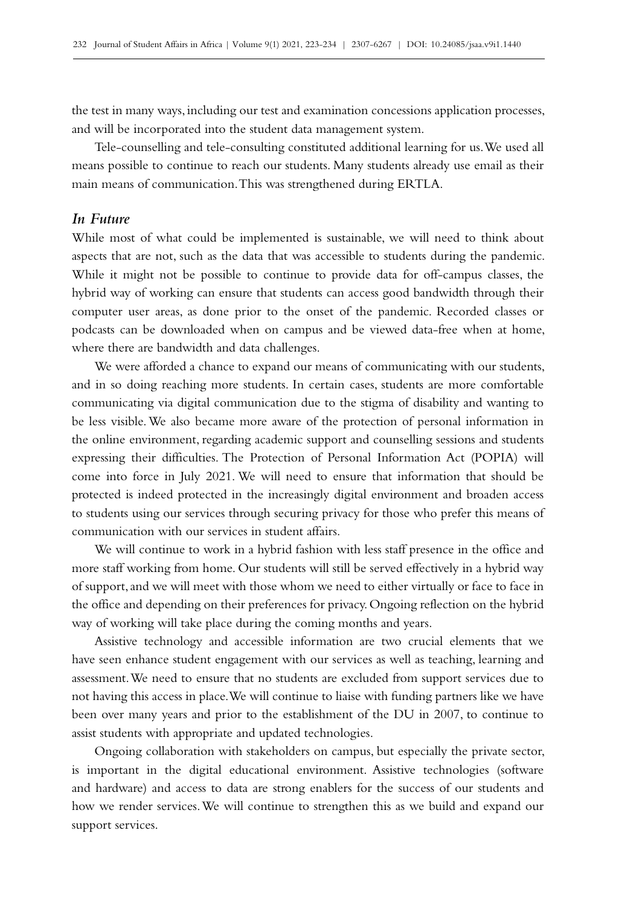the test in many ways, including our test and examination concessions application processes, and will be incorporated into the student data management system.

Tele-counselling and tele-consulting constituted additional learning for us. We used all means possible to continue to reach our students. Many students already use email as their main means of communication. This was strengthened during ERTLA.

### *In Future*

While most of what could be implemented is sustainable, we will need to think about aspects that are not, such as the data that was accessible to students during the pandemic. While it might not be possible to continue to provide data for off-campus classes, the hybrid way of working can ensure that students can access good bandwidth through their computer user areas, as done prior to the onset of the pandemic. Recorded classes or podcasts can be downloaded when on campus and be viewed data-free when at home, where there are bandwidth and data challenges.

We were afforded a chance to expand our means of communicating with our students, and in so doing reaching more students. In certain cases, students are more comfortable communicating via digital communication due to the stigma of disability and wanting to be less visible. We also became more aware of the protection of personal information in the online environment, regarding academic support and counselling sessions and students expressing their difficulties. The Protection of Personal Information Act (POPIA) will come into force in July 2021. We will need to ensure that information that should be protected is indeed protected in the increasingly digital environment and broaden access to students using our services through securing privacy for those who prefer this means of communication with our services in student affairs.

We will continue to work in a hybrid fashion with less staff presence in the office and more staff working from home. Our students will still be served effectively in a hybrid way of support, and we will meet with those whom we need to either virtually or face to face in the office and depending on their preferences for privacy. Ongoing reflection on the hybrid way of working will take place during the coming months and years.

Assistive technology and accessible information are two crucial elements that we have seen enhance student engagement with our services as well as teaching, learning and assessment. We need to ensure that no students are excluded from support services due to not having this access in place. We will continue to liaise with funding partners like we have been over many years and prior to the establishment of the DU in 2007, to continue to assist students with appropriate and updated technologies.

Ongoing collaboration with stakeholders on campus, but especially the private sector, is important in the digital educational environment. Assistive technologies (software and hardware) and access to data are strong enablers for the success of our students and how we render services. We will continue to strengthen this as we build and expand our support services.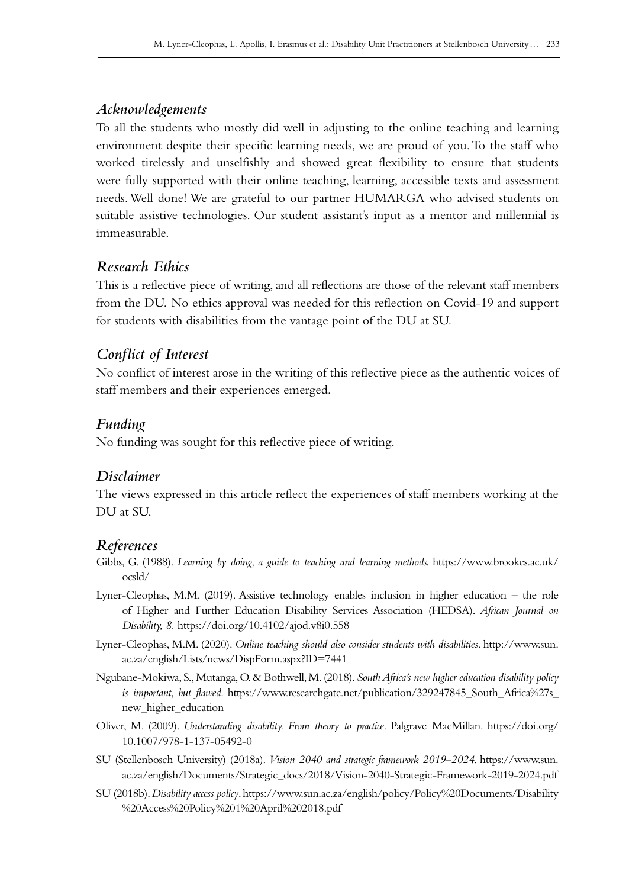## *Acknowledgements*

To all the students who mostly did well in adjusting to the online teaching and learning environment despite their specific learning needs, we are proud of you. To the staff who worked tirelessly and unselfishly and showed great flexibility to ensure that students were fully supported with their online teaching, learning, accessible texts and assessment needs. Well done! We are grateful to our partner HUMARGA who advised students on suitable assistive technologies. Our student assistant's input as a mentor and millennial is immeasurable.

## *Research Ethics*

This is a reflective piece of writing, and all reflections are those of the relevant staff members from the DU. No ethics approval was needed for this reflection on Covid-19 and support for students with disabilities from the vantage point of the DU at SU.

## *Conflict of Interest*

No conflict of interest arose in the writing of this reflective piece as the authentic voices of staff members and their experiences emerged.

## *Funding*

No funding was sought for this reflective piece of writing.

## *Disclaimer*

The views expressed in this article reflect the experiences of staff members working at the DU at SU.

## *References*

Gibbs, G. (1988). *Learning by doing, a guide to teaching and learning methods*. https://www.brookes.ac.uk/ocsld/

Lyner-Cleophas, M.M. (2019). Assistive technology enables inclusion in higher education – the role of Higher and Further Education Disability Services Association (HEDSA). *African Journal on Disability, 8*. https://doi.org/10.4102/ajod.v8i0.558

Lyner-Cleophas, M.M. (2020). *Online teaching should also consider students with disabilities*. http://www.sun.ac.za/english/Lists/news/DispForm.aspx?ID=7441

Ngubane-Mokiwa, S., Mutanga, O. & Bothwell, M. (2018). *South Africa's new higher education disability policy is important, but flawed*. https://www.researchgate.net/publication/329247845_South_Africa%27s_new_higher_education

Oliver, M. (2009). *Understanding disability. From theory to practice*. Palgrave MacMillan. https://doi.org/10.1007/978-1-137-05492-0

SU (Stellenbosch University) (2018a). *Vision 2040 and strategic framework 2019–2024*. https://www.sun.ac.za/english/Documents/Strategic_docs/2018/Vision-2040-Strategic-Framework-2019-2024.pdf

SU (2018b). *Disability access policy*. https://www.sun.ac.za/english/policy/Policy%20Documents/Disability%20Access%20Policy%201%20April%202018.pdf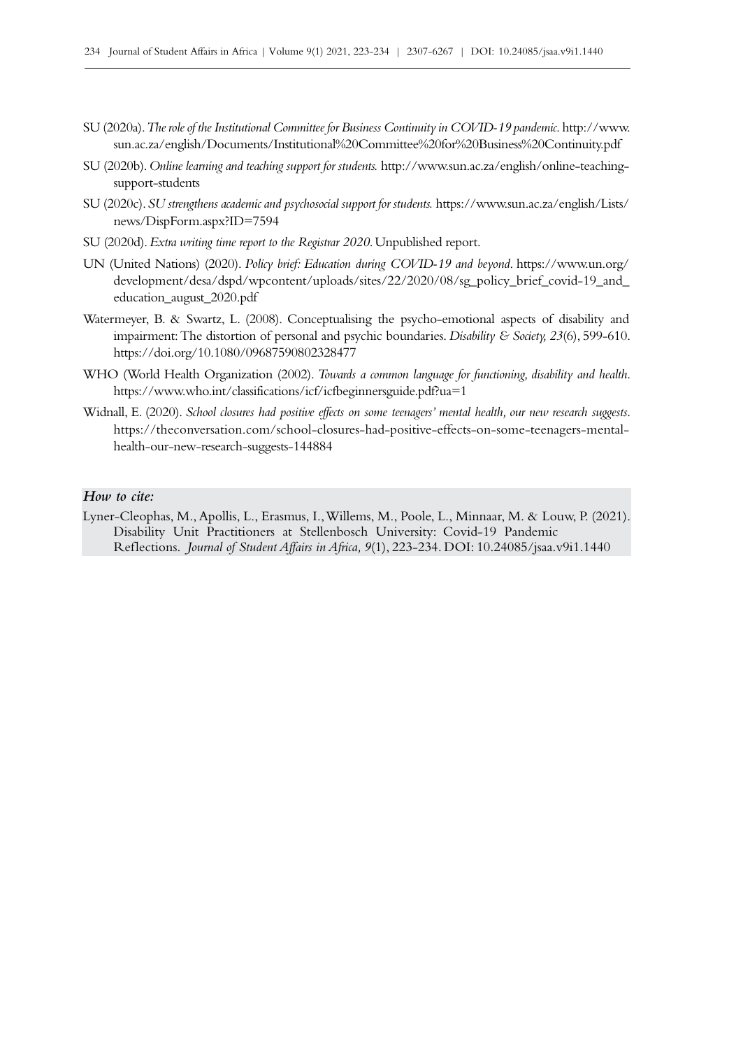SU (2020a). *The role of the Institutional Committee for Business Continuity in COVID-19 pandemic.* http://www.sun.ac.za/english/Documents/Institutional%20Committee%20for%20Business%20Continuity.pdf

SU (2020b). *Online learning and teaching support for students.* http://www.sun.ac.za/english/online-teaching-support-students

SU (2020c). *SU strengthens academic and psychosocial support for students.* https://www.sun.ac.za/english/Lists/news/DispForm.aspx?ID=7594

SU (2020d). *Extra writing time report to the Registrar 2020.* Unpublished report.

UN (United Nations) (2020). *Policy brief: Education during COVID-19 and beyond*. https://www.un.org/development/desa/dspd/wpcontent/uploads/sites/22/2020/08/sg_policy_brief_covid-19_and_education_august_2020.pdf

Watermeyer, B. & Swartz, L. (2008). Conceptualising the psycho-emotional aspects of disability and impairment: The distortion of personal and psychic boundaries. *Disability & Society, 23*(6), 599-610. https://doi.org/10.1080/09687590802328477

WHO (World Health Organization (2002). *Towards a common language for functioning, disability and health*. https://www.who.int/classifications/icf/icfbeginnersguide.pdf?ua=1

Widnall, E. (2020). *School closures had positive effects on some teenagers' mental health, our new research suggests*. https://theconversation.com/school-closures-had-positive-effects-on-some-teenagers-mental-health-our-new-research-suggests-144884

***How to cite:***

Lyner-Cleophas, M., Apollis, L., Erasmus, I., Willems, M., Poole, L., Minnaar, M. & Louw, P. (2021). Disability Unit Practitioners at Stellenbosch University: Covid-19 Pandemic Reflections. *Journal of Student Affairs in Africa, 9*(1), 223-234. DOI: 10.24085/jsaa.v9i1.1440